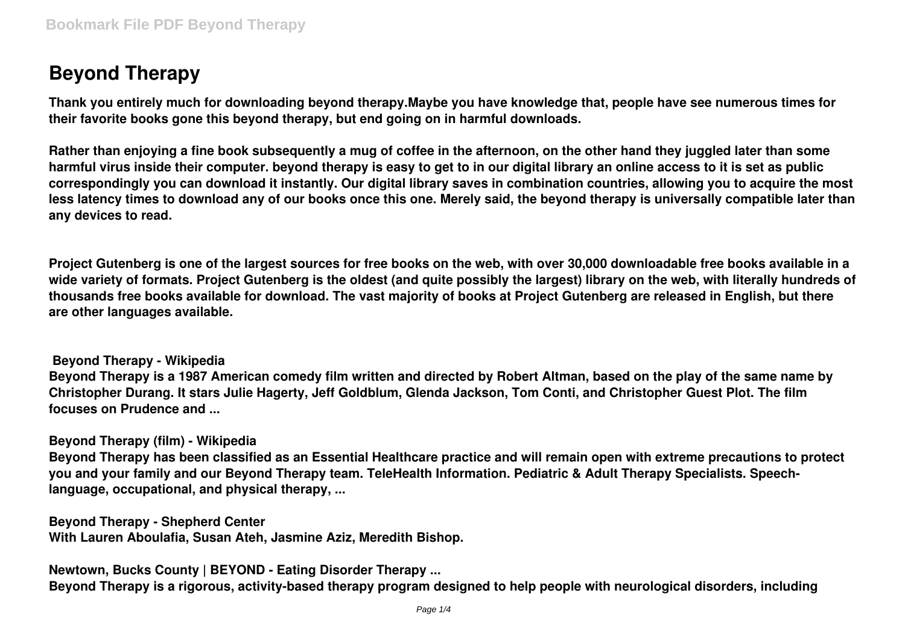# Beyond Therapy

**Thank you entirely much for downloading beyond therapy.Maybe you have knowledge that, people have see numerous times for their favorite books gone this beyond therapy, but end going on in harmful downloads.**

**Rather than enjoying a fine book subsequently a mug of coffee in the afternoon, on the other hand they juggled later than some harmful virus inside their computer. beyond therapy is easy to get to in our digital library an online access to it is set as public correspondingly you can download it instantly. Our digital library saves in combination countries, allowing you to acquire the most less latency times to download any of our books once this one. Merely said, the beyond therapy is universally compatible later than any devices to read.**

**Project Gutenberg is one of the largest sources for free books on the web, with over 30,000 downloadable free books available in a wide variety of formats. Project Gutenberg is the oldest (and quite possibly the largest) library on the web, with literally hundreds of thousands free books available for download. The vast majority of books at Project Gutenberg are released in English, but there are other languages available.**

**Beyond Therapy - Wikipedia**

**Beyond Therapy is a 1987 American comedy film written and directed by Robert Altman, based on the play of the same name by Christopher Durang. It stars Julie Hagerty, Jeff Goldblum, Glenda Jackson, Tom Conti, and Christopher Guest Plot. The film focuses on Prudence and ...**

**Beyond Therapy (film) - Wikipedia**

**Beyond Therapy has been classified as an Essential Healthcare practice and will remain open with extreme precautions to protect you and your family and our Beyond Therapy team. TeleHealth Information. Pediatric & Adult Therapy Specialists. Speech-language, occupational, and physical therapy, ...**

**Beyond Therapy - Shepherd Center**

**With Lauren Aboulafia, Susan Ateh, Jasmine Aziz, Meredith Bishop.**

**Newtown, Bucks County | BEYOND - Eating Disorder Therapy ...**

**Beyond Therapy is a rigorous, activity-based therapy program designed to help people with neurological disorders, including**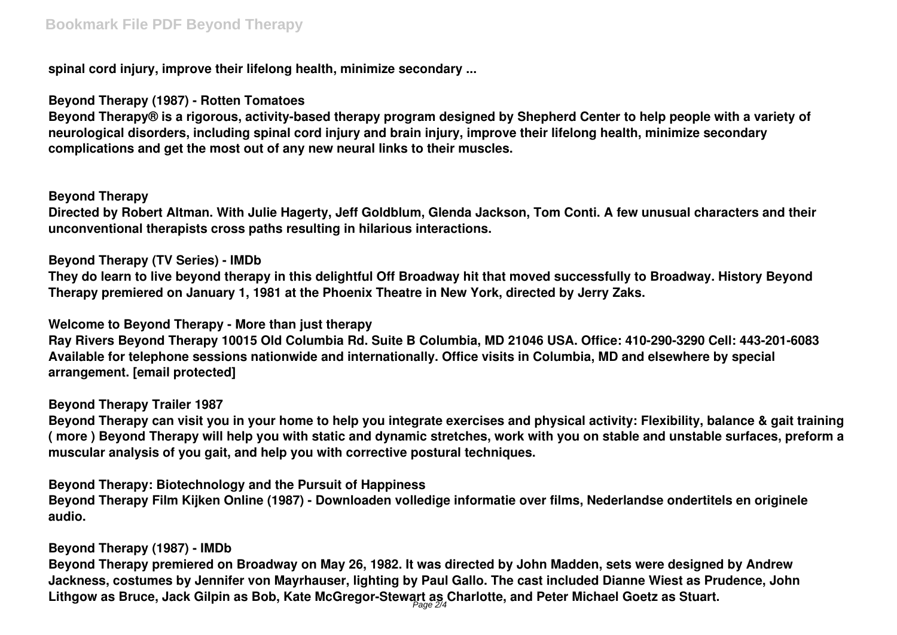spinal cord injury, improve their lifelong health, minimize secondary ...

**Beyond Therapy (1987) - Rotten Tomatoes**

Beyond Therapy® is a rigorous, activity-based therapy program designed by Shepherd Center to help people with a variety of neurological disorders, including spinal cord injury and brain injury, improve their lifelong health, minimize secondary complications and get the most out of any new neural links to their muscles.

**Beyond Therapy**

Directed by Robert Altman. With Julie Hagerty, Jeff Goldblum, Glenda Jackson, Tom Conti. A few unusual characters and their unconventional therapists cross paths resulting in hilarious interactions.

**Beyond Therapy (TV Series) - IMDb**

They do learn to live beyond therapy in this delightful Off Broadway hit that moved successfully to Broadway. History Beyond Therapy premiered on January 1, 1981 at the Phoenix Theatre in New York, directed by Jerry Zaks.

**Welcome to Beyond Therapy - More than just therapy**

Ray Rivers Beyond Therapy 10015 Old Columbia Rd. Suite B Columbia, MD 21046 USA. Office: 410-290-3290 Cell: 443-201-6083 Available for telephone sessions nationwide and internationally. Office visits in Columbia, MD and elsewhere by special arrangement. [email protected]

**Beyond Therapy Trailer 1987**

Beyond Therapy can visit you in your home to help you integrate exercises and physical activity: Flexibility, balance & gait training ( more ) Beyond Therapy will help you with static and dynamic stretches, work with you on stable and unstable surfaces, preform a muscular analysis of you gait, and help you with corrective postural techniques.

**Beyond Therapy: Biotechnology and the Pursuit of Happiness**

Beyond Therapy Film Kijken Online (1987) - Downloaden volledige informatie over films, Nederlandse ondertitels en originele audio.

**Beyond Therapy (1987) - IMDb**

Beyond Therapy premiered on Broadway on May 26, 1982. It was directed by John Madden, sets were designed by Andrew Jackness, costumes by Jennifer von Mayrhauser, lighting by Paul Gallo. The cast included Dianne Wiest as Prudence, John Lithgow as Bruce, Jack Gilpin as Bob, Kate McGregor-Stewart as Charlotte, and Peter Michael Goetz as Stuart.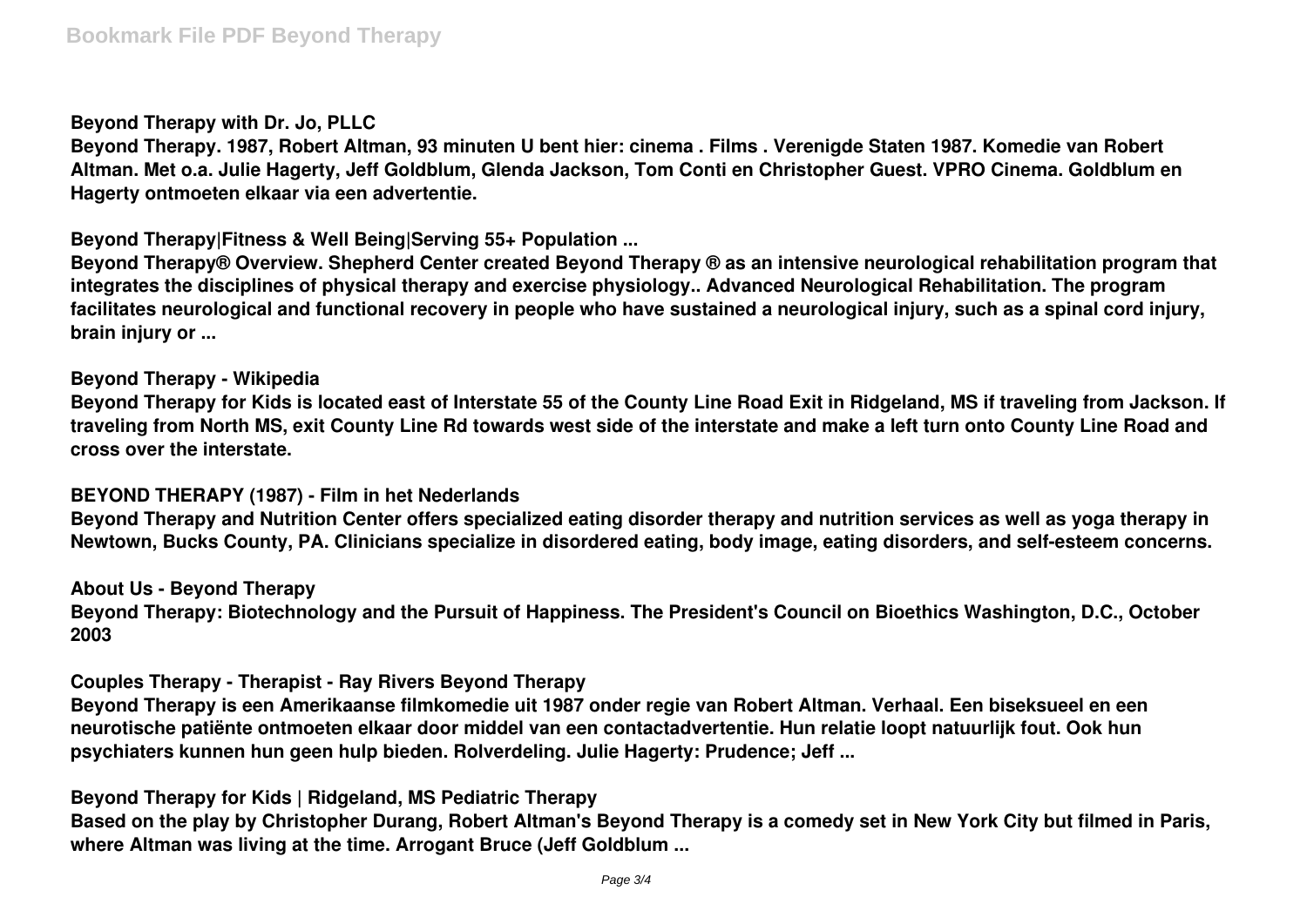**Beyond Therapy with Dr. Jo, PLLC**

**Beyond Therapy. 1987, Robert Altman, 93 minuten U bent hier: cinema . Films . Verenigde Staten 1987. Komedie van Robert Altman. Met o.a. Julie Hagerty, Jeff Goldblum, Glenda Jackson, Tom Conti en Christopher Guest. VPRO Cinema. Goldblum en Hagerty ontmoeten elkaar via een advertentie.**

**Beyond Therapy|Fitness & Well Being|Serving 55+ Population ...**

**Beyond Therapy® Overview. Shepherd Center created Beyond Therapy ® as an intensive neurological rehabilitation program that integrates the disciplines of physical therapy and exercise physiology.. Advanced Neurological Rehabilitation. The program facilitates neurological and functional recovery in people who have sustained a neurological injury, such as a spinal cord injury, brain injury or ...**

**Beyond Therapy - Wikipedia**

**Beyond Therapy for Kids is located east of Interstate 55 of the County Line Road Exit in Ridgeland, MS if traveling from Jackson. If traveling from North MS, exit County Line Rd towards west side of the interstate and make a left turn onto County Line Road and cross over the interstate.**

**BEYOND THERAPY (1987) - Film in het Nederlands**

**Beyond Therapy and Nutrition Center offers specialized eating disorder therapy and nutrition services as well as yoga therapy in Newtown, Bucks County, PA. Clinicians specialize in disordered eating, body image, eating disorders, and self-esteem concerns.**

**About Us - Beyond Therapy**

**Beyond Therapy: Biotechnology and the Pursuit of Happiness. The President's Council on Bioethics Washington, D.C., October 2003**

**Couples Therapy - Therapist - Ray Rivers Beyond Therapy**

**Beyond Therapy is een Amerikaanse filmkomedie uit 1987 onder regie van Robert Altman. Verhaal. Een biseksueel en een neurotische patiënte ontmoeten elkaar door middel van een contactadvertentie. Hun relatie loopt natuurlijk fout. Ook hun psychiaters kunnen hun geen hulp bieden. Rolverdeling. Julie Hagerty: Prudence; Jeff ...**

**Beyond Therapy for Kids | Ridgeland, MS Pediatric Therapy**

**Based on the play by Christopher Durang, Robert Altman's Beyond Therapy is a comedy set in New York City but filmed in Paris, where Altman was living at the time. Arrogant Bruce (Jeff Goldblum ...**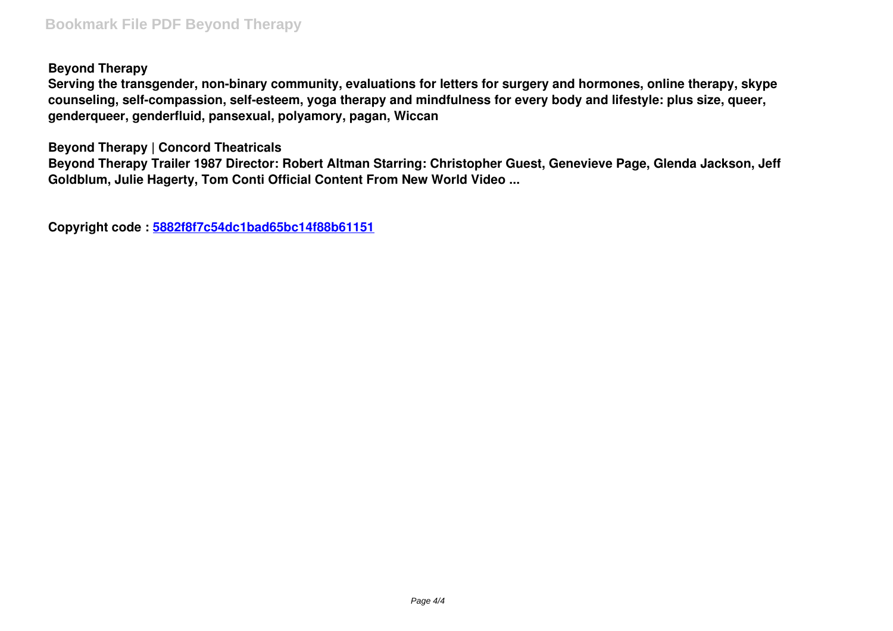**Beyond Therapy**

**Serving the transgender, non-binary community, evaluations for letters for surgery and hormones, online therapy, skype counseling, self-compassion, self-esteem, yoga therapy and mindfulness for every body and lifestyle: plus size, queer, genderqueer, genderfluid, pansexual, polyamory, pagan, Wiccan**

**Beyond Therapy | Concord Theatricals**

**Beyond Therapy Trailer 1987 Director: Robert Altman Starring: Christopher Guest, Genevieve Page, Glenda Jackson, Jeff Goldblum, Julie Hagerty, Tom Conti Official Content From New World Video ...**

**Copyright code : 5882f8f7c54dc1bad65bc14f88b61151**